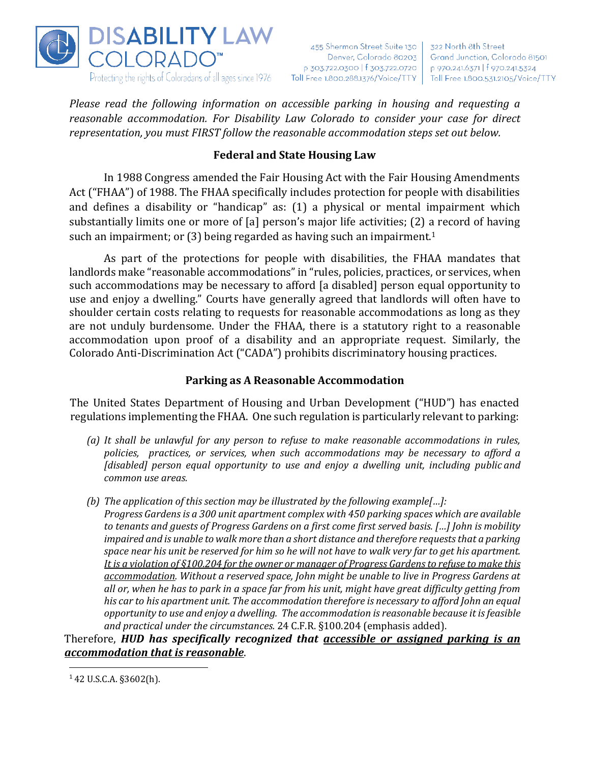**DISABILITY LAW COLORADO™**
Protecting the rights of Coloradans of all ages since 1976

455 Sherman Street Suite 130
Denver, Colorado 80203
p 303.722.0300 | f 303.722.0720
Toll Free 1.800.288.1376/Voice/TTY

322 North 8th Street
Grand Junction, Colorado 81501
p 970.241.6371 | f 970.241.5324
Toll Free 1.800.531.2105/Voice/TTY

*Please read the following information on accessible parking in housing and requesting a reasonable accommodation. For Disability Law Colorado to consider your case for direct representation, you must FIRST follow the reasonable accommodation steps set out below.*

## Federal and State Housing Law

In 1988 Congress amended the Fair Housing Act with the Fair Housing Amendments Act ("FHAA") of 1988. The FHAA specifically includes protection for people with disabilities and defines a disability or "handicap" as: (1) a physical or mental impairment which substantially limits one or more of [a] person's major life activities; (2) a record of having such an impairment; or (3) being regarded as having such an impairment.[1]

As part of the protections for people with disabilities, the FHAA mandates that landlords make "reasonable accommodations" in "rules, policies, practices, or services, when such accommodations may be necessary to afford [a disabled] person equal opportunity to use and enjoy a dwelling." Courts have generally agreed that landlords will often have to shoulder certain costs relating to requests for reasonable accommodations as long as they are not unduly burdensome. Under the FHAA, there is a statutory right to a reasonable accommodation upon proof of a disability and an appropriate request. Similarly, the Colorado Anti-Discrimination Act ("CADA") prohibits discriminatory housing practices.

## Parking as A Reasonable Accommodation

The United States Department of Housing and Urban Development ("HUD") has enacted regulations implementing the FHAA. One such regulation is particularly relevant to parking:

*(a) It shall be unlawful for any person to refuse to make reasonable accommodations in rules, policies, practices, or services, when such accommodations may be necessary to afford a [disabled] person equal opportunity to use and enjoy a dwelling unit, including public and common use areas.*

*(b) The application of this section may be illustrated by the following example[…]:*
*Progress Gardens is a 300 unit apartment complex with 450 parking spaces which are available to tenants and guests of Progress Gardens on a first come first served basis. […] John is mobility impaired and is unable to walk more than a short distance and therefore requests that a parking space near his unit be reserved for him so he will not have to walk very far to get his apartment. <u>It is a violation of §100.204 for the owner or manager of Progress Gardens to refuse to make this accommodation</u>. Without a reserved space, John might be unable to live in Progress Gardens at all or, when he has to park in a space far from his unit, might have great difficulty getting from his car to his apartment unit. The accommodation therefore is necessary to afford John an equal opportunity to use and enjoy a dwelling. The accommodation is reasonable because it is feasible and practical under the circumstances.* 24 C.F.R. §100.204 (emphasis added).

Therefore, ***HUD has specifically recognized that <u>accessible or assigned parking is an accommodation that is reasonable</u>.***

[1] 42 U.S.C.A. §3602(h).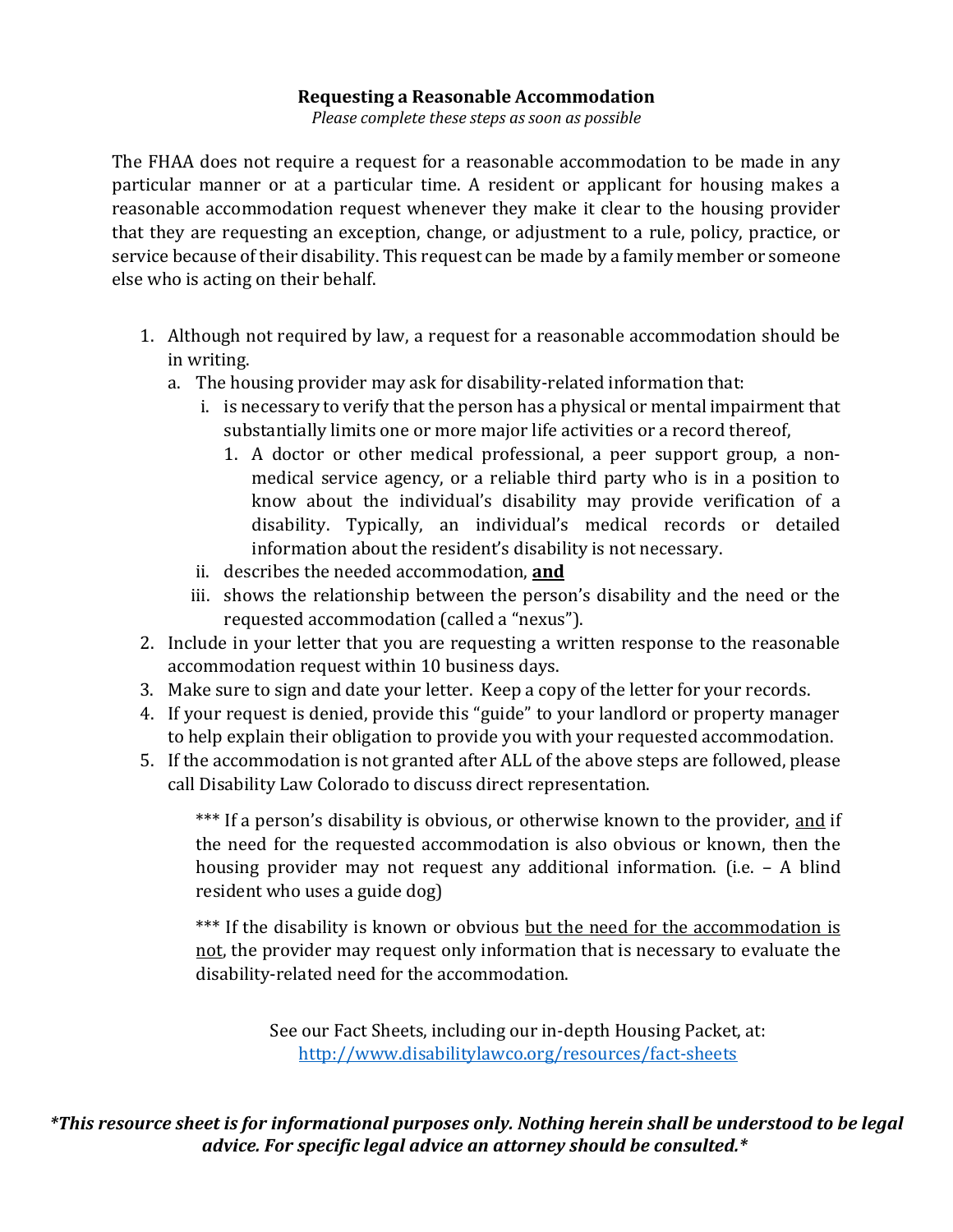**Requesting a Reasonable Accommodation**

*Please complete these steps as soon as possible*

The FHAA does not require a request for a reasonable accommodation to be made in any particular manner or at a particular time. A resident or applicant for housing makes a reasonable accommodation request whenever they make it clear to the housing provider that they are requesting an exception, change, or adjustment to a rule, policy, practice, or service because of their disability. This request can be made by a family member or someone else who is acting on their behalf.

1. Although not required by law, a request for a reasonable accommodation should be in writing.
   a. The housing provider may ask for disability-related information that:
      i. is necessary to verify that the person has a physical or mental impairment that substantially limits one or more major life activities or a record thereof,
         1. A doctor or other medical professional, a peer support group, a non-medical service agency, or a reliable third party who is in a position to know about the individual's disability may provide verification of a disability. Typically, an individual's medical records or detailed information about the resident's disability is not necessary.
      ii. describes the needed accommodation, <u>**and**</u>
      iii. shows the relationship between the person's disability and the need or the requested accommodation (called a "nexus").
2. Include in your letter that you are requesting a written response to the reasonable accommodation request within 10 business days.
3. Make sure to sign and date your letter. Keep a copy of the letter for your records.
4. If your request is denied, provide this "guide" to your landlord or property manager to help explain their obligation to provide you with your requested accommodation.
5. If the accommodation is not granted after ALL of the above steps are followed, please call Disability Law Colorado to discuss direct representation.

*** If a person's disability is obvious, or otherwise known to the provider, <u>and</u> if the need for the requested accommodation is also obvious or known, then the housing provider may not request any additional information. (i.e. – A blind resident who uses a guide dog)

*** If the disability is known or obvious <u>but the need for the accommodation is not</u>, the provider may request only information that is necessary to evaluate the disability-related need for the accommodation.

See our Fact Sheets, including our in-depth Housing Packet, at: [http://www.disabilitylawco.org/resources/fact-sheets](http://www.disabilitylawco.org/resources/fact-sheets)

***This resource sheet is for informational purposes only. Nothing herein shall be understood to be legal advice. For specific legal advice an attorney should be consulted.***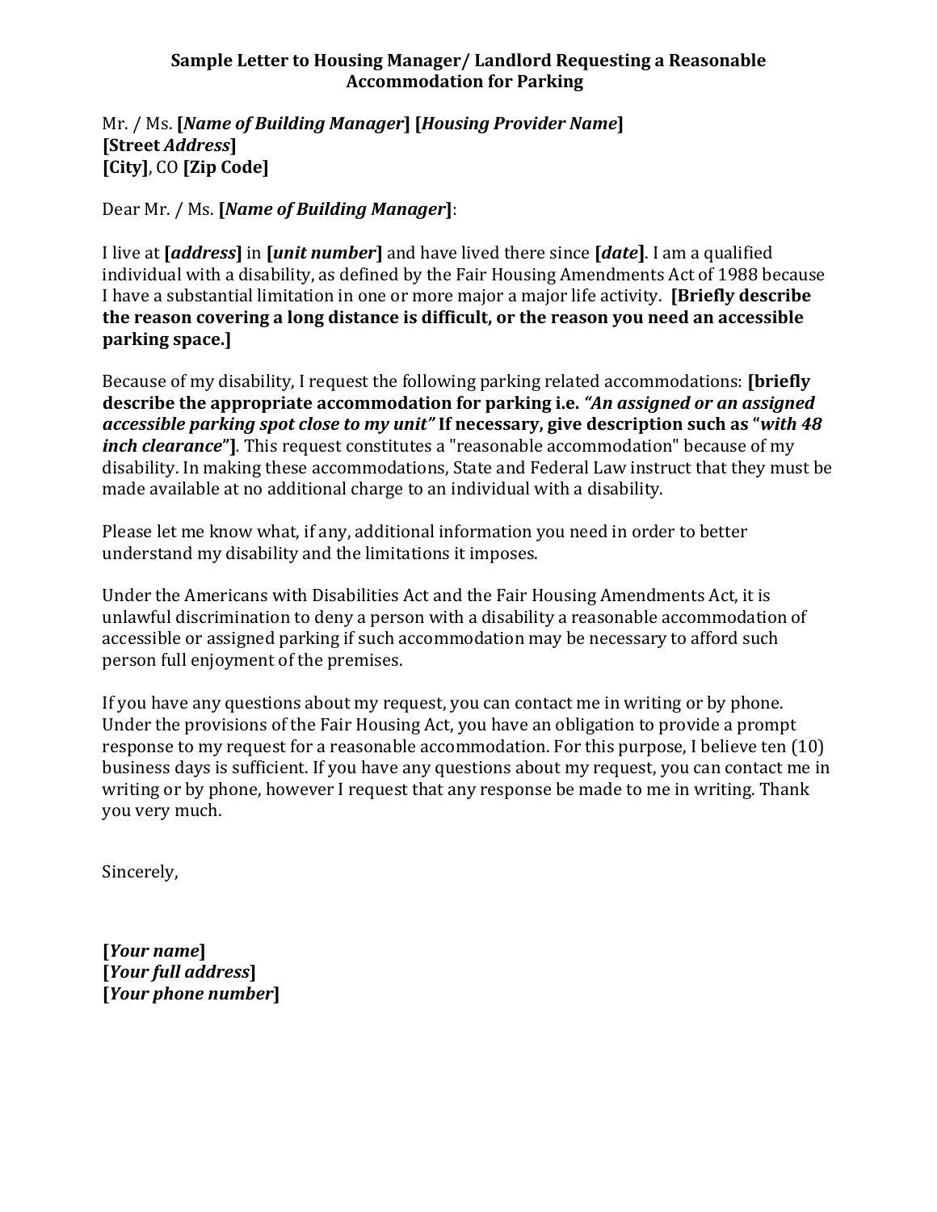**Sample Letter to Housing Manager/ Landlord Requesting a Reasonable Accommodation for Parking**

Mr. / Ms. **[*Name of Building Manager*] [*Housing Provider Name*]**
**[Street *Address*]**
**[City]**, CO **[Zip Code]**

Dear Mr. / Ms. **[*Name of Building Manager*]**:

I live at **[*address*]** in **[*unit number*]** and have lived there since **[*date*]**. I am a qualified individual with a disability, as defined by the Fair Housing Amendments Act of 1988 because I have a substantial limitation in one or more major a major life activity. **[Briefly describe the reason covering a long distance is difficult, or the reason you need an accessible parking space.]**

Because of my disability, I request the following parking related accommodations: **[briefly describe the appropriate accommodation for parking i.e. *"An assigned or an assigned accessible parking spot close to my unit"* If necessary, give description such as "*with 48 inch clearance*"]**. This request constitutes a "reasonable accommodation" because of my disability. In making these accommodations, State and Federal Law instruct that they must be made available at no additional charge to an individual with a disability.

Please let me know what, if any, additional information you need in order to better understand my disability and the limitations it imposes.

Under the Americans with Disabilities Act and the Fair Housing Amendments Act, it is unlawful discrimination to deny a person with a disability a reasonable accommodation of accessible or assigned parking if such accommodation may be necessary to afford such person full enjoyment of the premises.

If you have any questions about my request, you can contact me in writing or by phone. Under the provisions of the Fair Housing Act, you have an obligation to provide a prompt response to my request for a reasonable accommodation. For this purpose, I believe ten (10) business days is sufficient. If you have any questions about my request, you can contact me in writing or by phone, however I request that any response be made to me in writing. Thank you very much.

Sincerely,

**[*Your name*]**
**[*Your full address*]**
**[*Your phone number*]**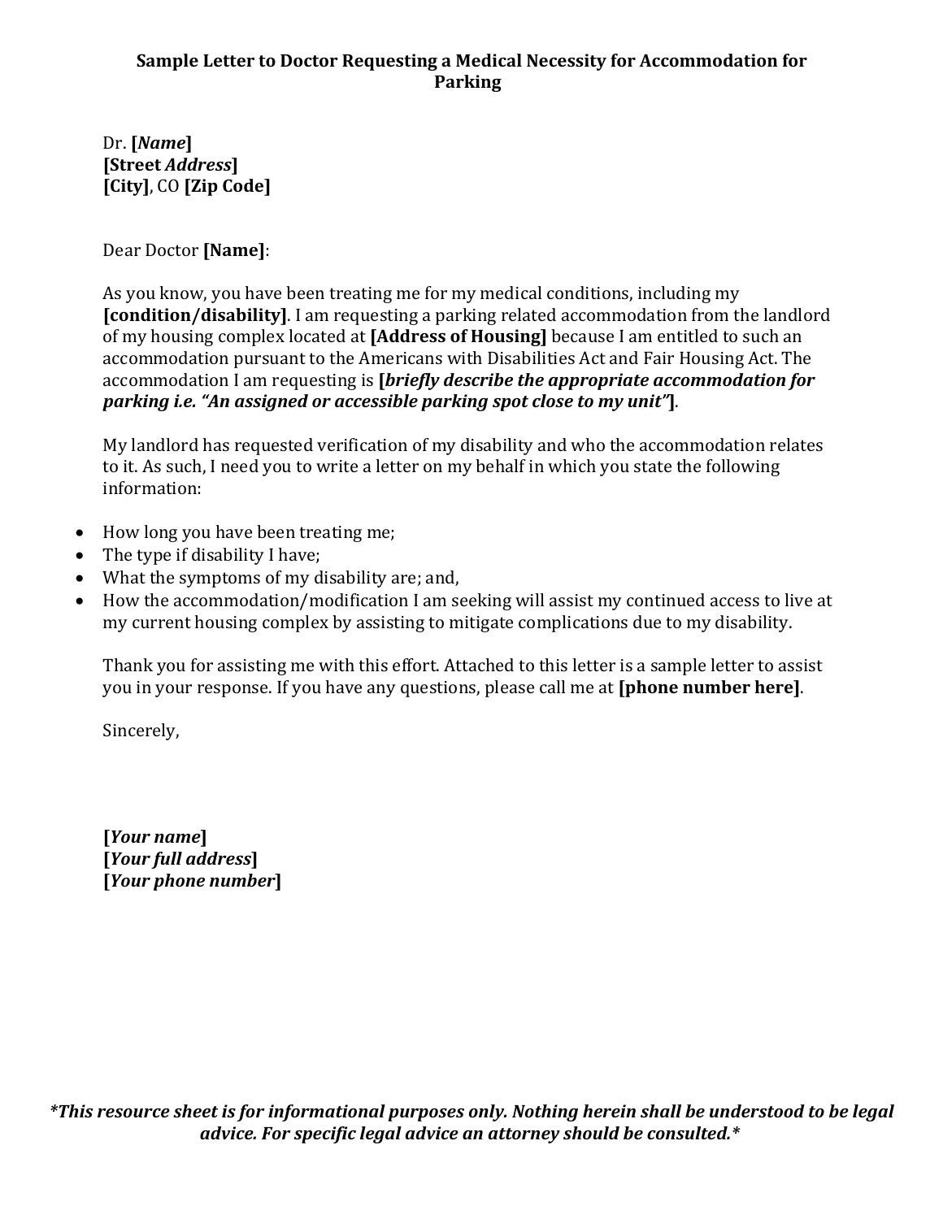**Sample Letter to Doctor Requesting a Medical Necessity for Accommodation for Parking**

Dr. **[*Name*]**
**[Street *Address*]**
**[City]**, CO **[Zip Code]**

Dear Doctor **[Name]**:

As you know, you have been treating me for my medical conditions, including my **[condition/disability]**. I am requesting a parking related accommodation from the landlord of my housing complex located at **[Address of Housing]** because I am entitled to such an accommodation pursuant to the Americans with Disabilities Act and Fair Housing Act. The accommodation I am requesting is **[*briefly describe the appropriate accommodation for parking i.e. "An assigned or accessible parking spot close to my unit"*]**.

My landlord has requested verification of my disability and who the accommodation relates to it. As such, I need you to write a letter on my behalf in which you state the following information:

- How long you have been treating me;
- The type if disability I have;
- What the symptoms of my disability are; and,
- How the accommodation/modification I am seeking will assist my continued access to live at my current housing complex by assisting to mitigate complications due to my disability.

Thank you for assisting me with this effort. Attached to this letter is a sample letter to assist you in your response. If you have any questions, please call me at **[phone number here]**.

Sincerely,

**[*Your name*]**
**[*Your full address*]**
**[*Your phone number*]**

***This resource sheet is for informational purposes only. Nothing herein shall be understood to be legal advice. For specific legal advice an attorney should be consulted.***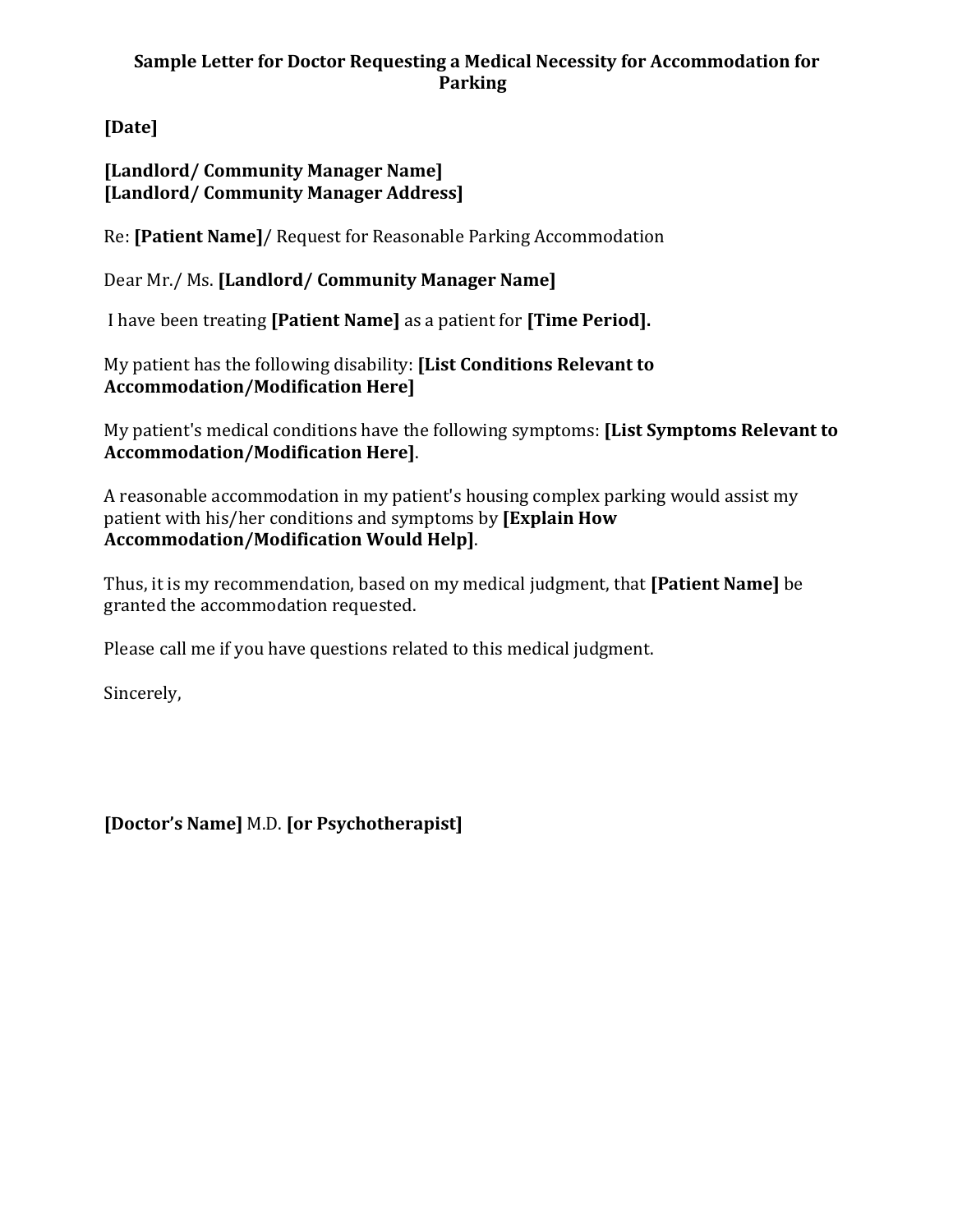**Sample Letter for Doctor Requesting a Medical Necessity for Accommodation for Parking**

**[Date]**

**[Landlord/ Community Manager Name]**
**[Landlord/ Community Manager Address]**

Re: **[Patient Name]**/ Request for Reasonable Parking Accommodation

Dear Mr./ Ms. **[Landlord/ Community Manager Name]**

I have been treating **[Patient Name]** as a patient for **[Time Period].**

My patient has the following disability: **[List Conditions Relevant to Accommodation/Modification Here]**

My patient's medical conditions have the following symptoms: **[List Symptoms Relevant to Accommodation/Modification Here]**.

A reasonable accommodation in my patient's housing complex parking would assist my patient with his/her conditions and symptoms by **[Explain How Accommodation/Modification Would Help]**.

Thus, it is my recommendation, based on my medical judgment, that **[Patient Name]** be granted the accommodation requested.

Please call me if you have questions related to this medical judgment.

Sincerely,

**[Doctor's Name]** M.D. **[or Psychotherapist]**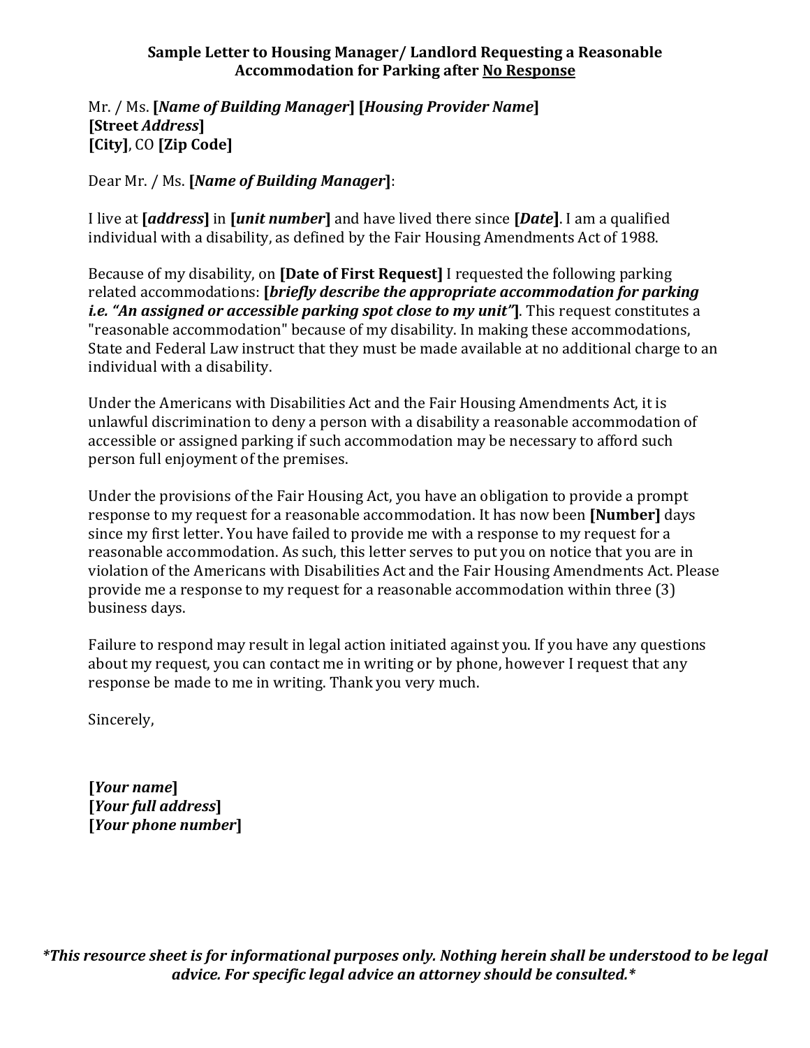**Sample Letter to Housing Manager/ Landlord Requesting a Reasonable Accommodation for Parking after No Response**

Mr. / Ms. **[*Name of Building Manager*] [*Housing Provider Name*]**
**[Street *Address*]**
**[City]**, CO **[Zip Code]**

Dear Mr. / Ms. **[*Name of Building Manager*]**:

I live at **[*address*]** in **[*unit number*]** and have lived there since **[*Date*]**. I am a qualified individual with a disability, as defined by the Fair Housing Amendments Act of 1988.

Because of my disability, on **[Date of First Request]** I requested the following parking related accommodations: **[*briefly describe the appropriate accommodation for parking i.e. "An assigned or accessible parking spot close to my unit"*]**. This request constitutes a "reasonable accommodation" because of my disability. In making these accommodations, State and Federal Law instruct that they must be made available at no additional charge to an individual with a disability.

Under the Americans with Disabilities Act and the Fair Housing Amendments Act, it is unlawful discrimination to deny a person with a disability a reasonable accommodation of accessible or assigned parking if such accommodation may be necessary to afford such person full enjoyment of the premises.

Under the provisions of the Fair Housing Act, you have an obligation to provide a prompt response to my request for a reasonable accommodation. It has now been **[Number]** days since my first letter. You have failed to provide me with a response to my request for a reasonable accommodation. As such, this letter serves to put you on notice that you are in violation of the Americans with Disabilities Act and the Fair Housing Amendments Act. Please provide me a response to my request for a reasonable accommodation within three (3) business days.

Failure to respond may result in legal action initiated against you. If you have any questions about my request, you can contact me in writing or by phone, however I request that any response be made to me in writing. Thank you very much.

Sincerely,

**[*Your name*]**
**[*Your full address*]**
**[*Your phone number*]**

***This resource sheet is for informational purposes only. Nothing herein shall be understood to be legal advice. For specific legal advice an attorney should be consulted.***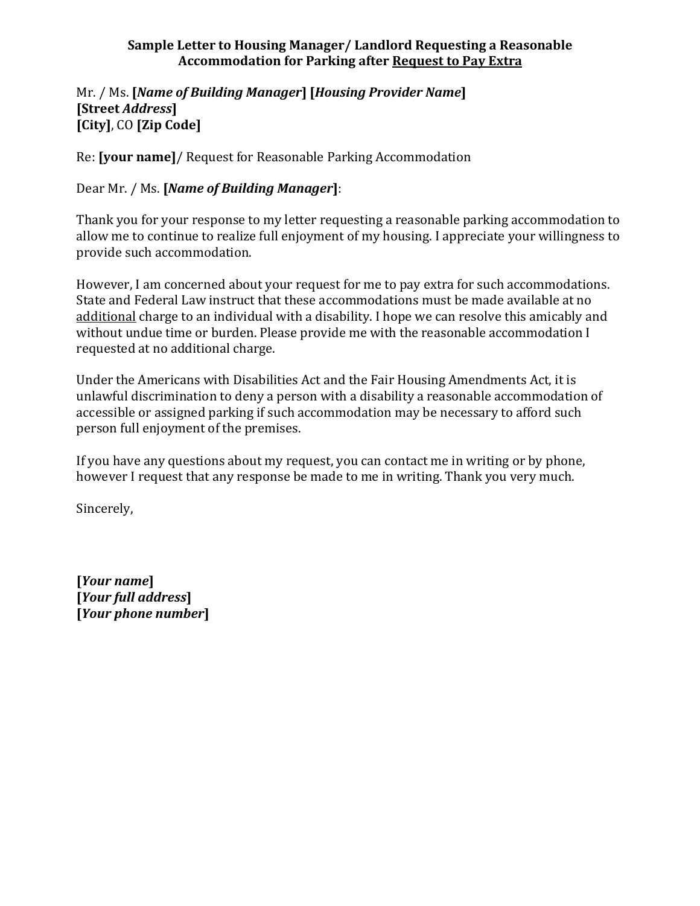**Sample Letter to Housing Manager/ Landlord Requesting a Reasonable Accommodation for Parking after Request to Pay Extra**

Mr. / Ms. **[*Name of Building Manager*] [*Housing Provider Name*]**
**[Street *Address*]**
**[City]**, CO **[Zip Code]**

Re: **[your name]**/ Request for Reasonable Parking Accommodation

Dear Mr. / Ms. **[*Name of Building Manager*]**:

Thank you for your response to my letter requesting a reasonable parking accommodation to allow me to continue to realize full enjoyment of my housing. I appreciate your willingness to provide such accommodation.

However, I am concerned about your request for me to pay extra for such accommodations. State and Federal Law instruct that these accommodations must be made available at no additional charge to an individual with a disability. I hope we can resolve this amicably and without undue time or burden. Please provide me with the reasonable accommodation I requested at no additional charge.

Under the Americans with Disabilities Act and the Fair Housing Amendments Act, it is unlawful discrimination to deny a person with a disability a reasonable accommodation of accessible or assigned parking if such accommodation may be necessary to afford such person full enjoyment of the premises.

If you have any questions about my request, you can contact me in writing or by phone, however I request that any response be made to me in writing. Thank you very much.

Sincerely,

**[*Your name*]**
**[*Your full address*]**
**[*Your phone number*]**